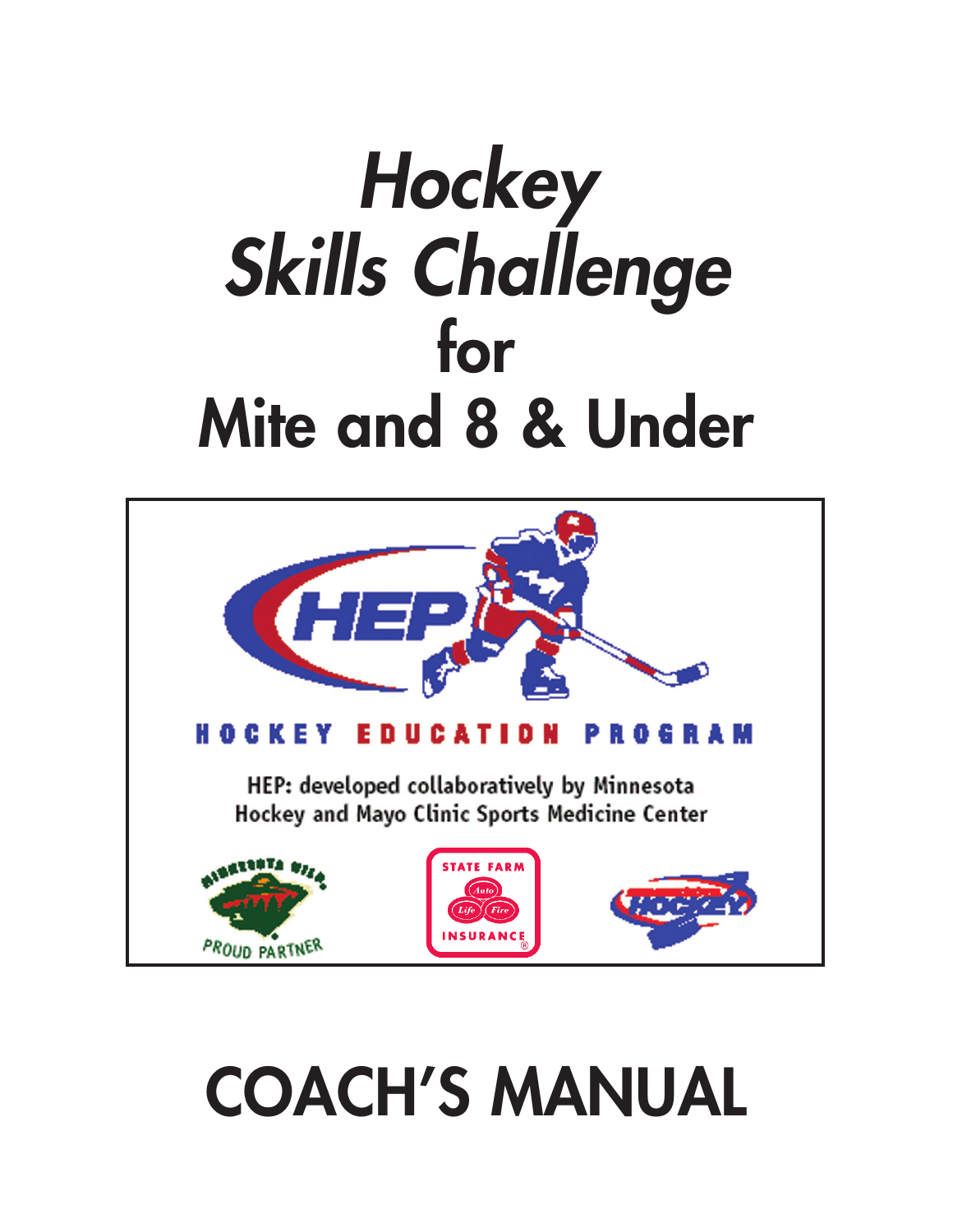# *Hockey Skills Challenge* for Mite and 8 & Under

HOCKEY EDUCATION PROGRAM

HEP: developed collaboratively by Minnesota Hockey and Mayo Clinic Sports Medicine Center

# COACH'S MANUAL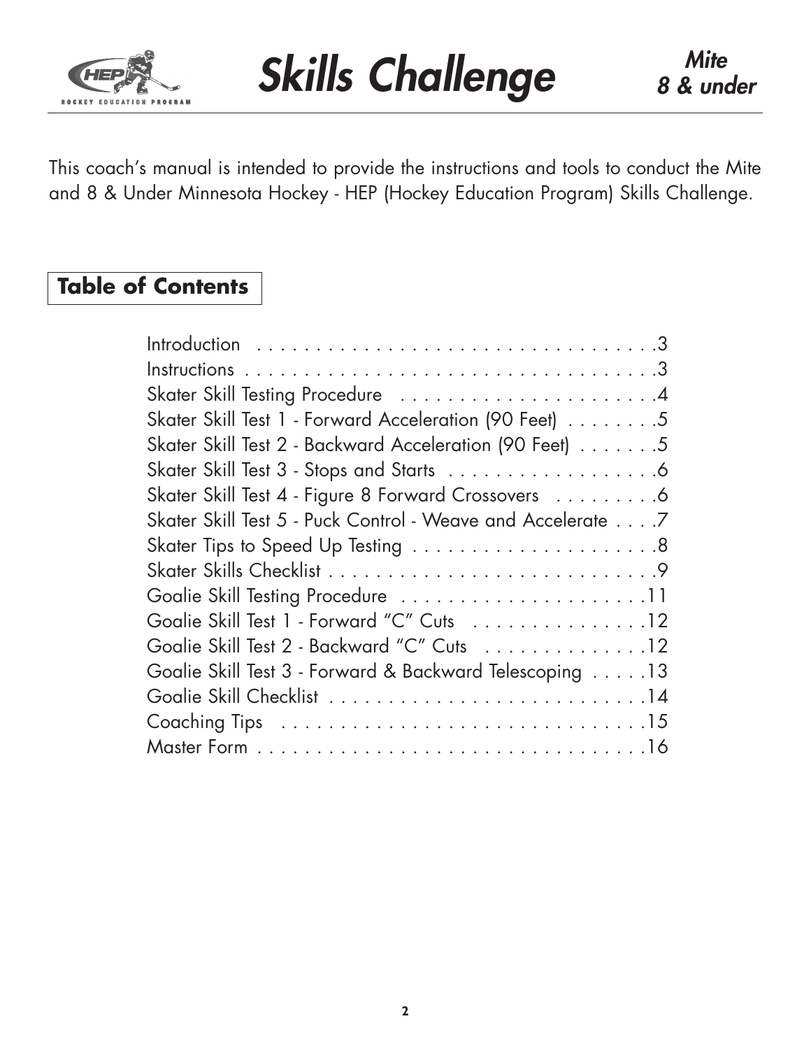# Skills Challenge

***Mite 8 & under***

This coach's manual is intended to provide the instructions and tools to conduct the Mite and 8 & Under Minnesota Hockey - HEP (Hockey Education Program) Skills Challenge.

## Table of Contents

| | |
|---|---|
| Introduction | 3 |
| Instructions | 3 |
| Skater Skill Testing Procedure | 4 |
| Skater Skill Test 1 - Forward Acceleration (90 Feet) | 5 |
| Skater Skill Test 2 - Backward Acceleration (90 Feet) | 5 |
| Skater Skill Test 3 - Stops and Starts | 6 |
| Skater Skill Test 4 - Figure 8 Forward Crossovers | 6 |
| Skater Skill Test 5 - Puck Control - Weave and Accelerate | 7 |
| Skater Tips to Speed Up Testing | 8 |
| Skater Skills Checklist | 9 |
| Goalie Skill Testing Procedure | 11 |
| Goalie Skill Test 1 - Forward "C" Cuts | 12 |
| Goalie Skill Test 2 - Backward "C" Cuts | 12 |
| Goalie Skill Test 3 - Forward & Backward Telescoping | 13 |
| Goalie Skill Checklist | 14 |
| Coaching Tips | 15 |
| Master Form | 16 |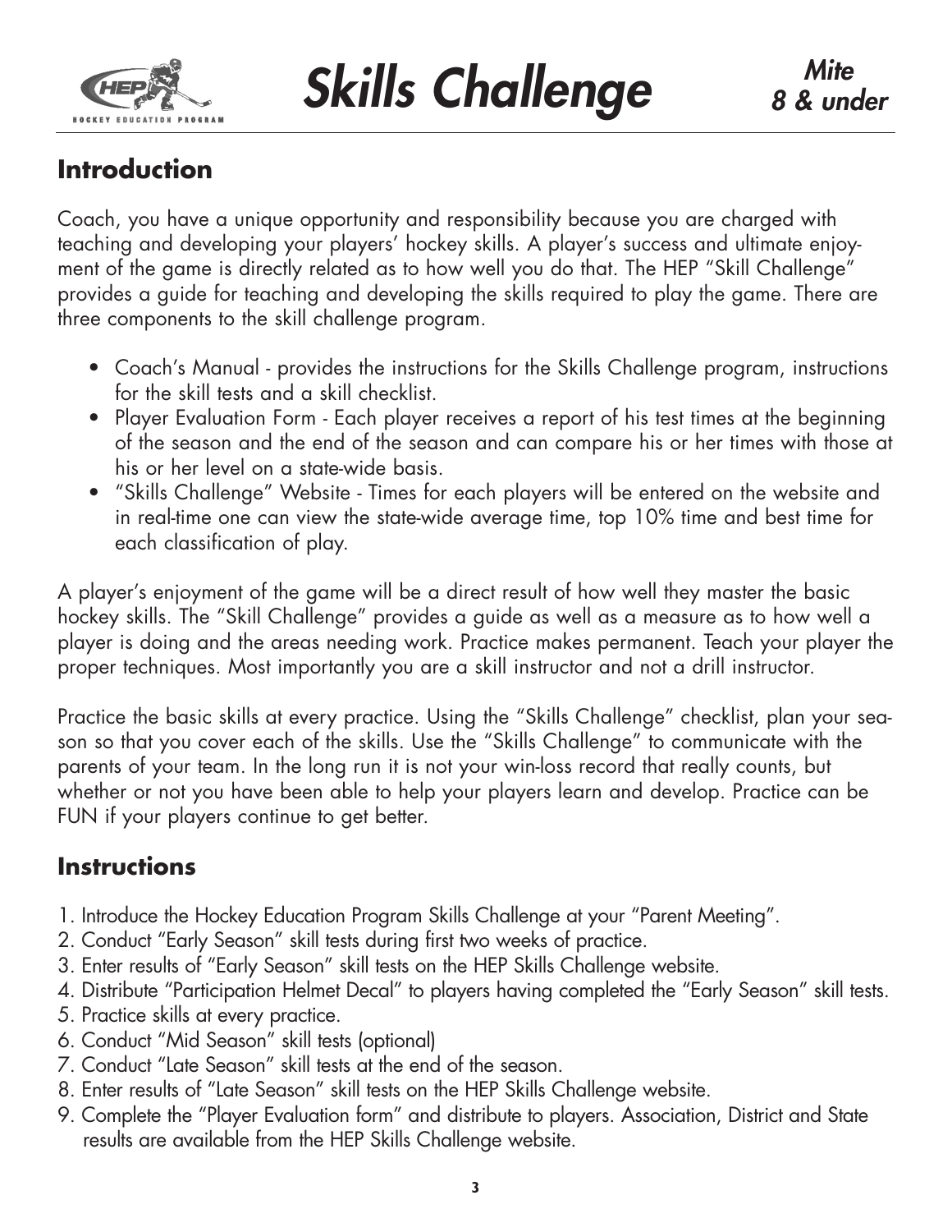# Skills Challenge

*Mite 8 & under*

## Introduction

Coach, you have a unique opportunity and responsibility because you are charged with teaching and developing your players' hockey skills. A player's success and ultimate enjoyment of the game is directly related as to how well you do that. The HEP "Skill Challenge" provides a guide for teaching and developing the skills required to play the game. There are three components to the skill challenge program.

- Coach's Manual - provides the instructions for the Skills Challenge program, instructions for the skill tests and a skill checklist.
- Player Evaluation Form - Each player receives a report of his test times at the beginning of the season and the end of the season and can compare his or her times with those at his or her level on a state-wide basis.
- "Skills Challenge" Website - Times for each players will be entered on the website and in real-time one can view the state-wide average time, top 10% time and best time for each classification of play.

A player's enjoyment of the game will be a direct result of how well they master the basic hockey skills. The "Skill Challenge" provides a guide as well as a measure as to how well a player is doing and the areas needing work. Practice makes permanent. Teach your player the proper techniques. Most importantly you are a skill instructor and not a drill instructor.

Practice the basic skills at every practice. Using the "Skills Challenge" checklist, plan your season so that you cover each of the skills. Use the "Skills Challenge" to communicate with the parents of your team. In the long run it is not your win-loss record that really counts, but whether or not you have been able to help your players learn and develop. Practice can be FUN if your players continue to get better.

## Instructions

1. Introduce the Hockey Education Program Skills Challenge at your "Parent Meeting".
2. Conduct "Early Season" skill tests during first two weeks of practice.
3. Enter results of "Early Season" skill tests on the HEP Skills Challenge website.
4. Distribute "Participation Helmet Decal" to players having completed the "Early Season" skill tests.
5. Practice skills at every practice.
6. Conduct "Mid Season" skill tests (optional)
7. Conduct "Late Season" skill tests at the end of the season.
8. Enter results of "Late Season" skill tests on the HEP Skills Challenge website.
9. Complete the "Player Evaluation form" and distribute to players. Association, District and State results are available from the HEP Skills Challenge website.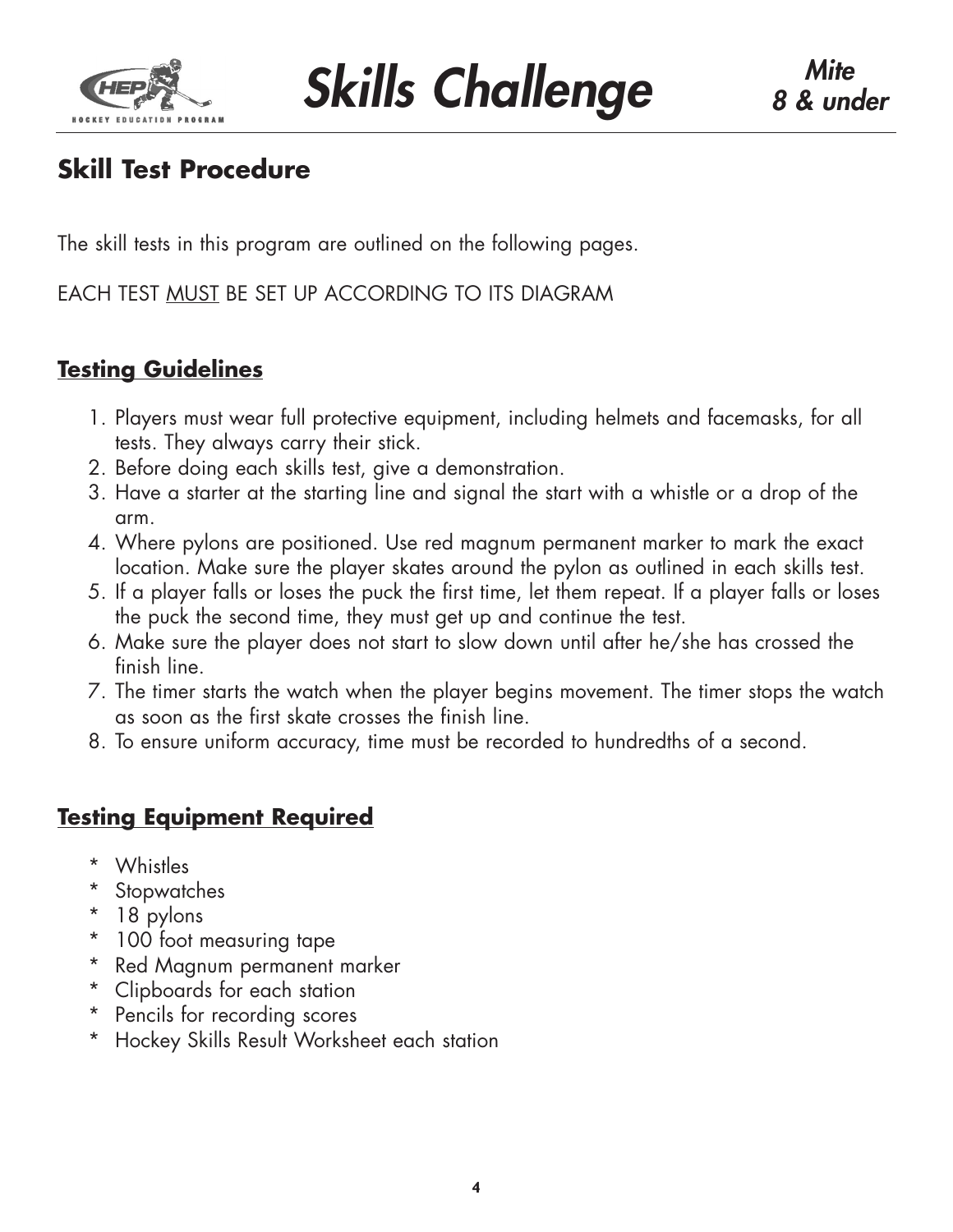# Skills Challenge

*Mite 8 & under*

## Skill Test Procedure

The skill tests in this program are outlined on the following pages.

EACH TEST <u>MUST</u> BE SET UP ACCORDING TO ITS DIAGRAM

### Testing Guidelines

1. Players must wear full protective equipment, including helmets and facemasks, for all tests. They always carry their stick.
2. Before doing each skills test, give a demonstration.
3. Have a starter at the starting line and signal the start with a whistle or a drop of the arm.
4. Where pylons are positioned. Use red magnum permanent marker to mark the exact location. Make sure the player skates around the pylon as outlined in each skills test.
5. If a player falls or loses the puck the first time, let them repeat. If a player falls or loses the puck the second time, they must get up and continue the test.
6. Make sure the player does not start to slow down until after he/she has crossed the finish line.
7. The timer starts the watch when the player begins movement. The timer stops the watch as soon as the first skate crosses the finish line.
8. To ensure uniform accuracy, time must be recorded to hundredths of a second.

### Testing Equipment Required

- Whistles
- Stopwatches
- 18 pylons
- 100 foot measuring tape
- Red Magnum permanent marker
- Clipboards for each station
- Pencils for recording scores
- Hockey Skills Result Worksheet each station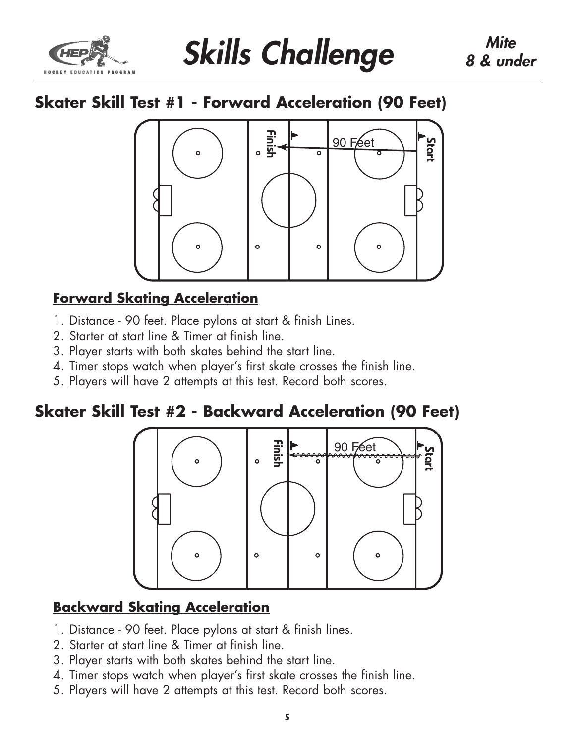# Skills Challenge

*Mite*
*8 & under*

## Skater Skill Test #1 - Forward Acceleration (90 Feet)

### Forward Skating Acceleration

1. Distance - 90 feet. Place pylons at start & finish Lines.
2. Starter at start line & Timer at finish line.
3. Player starts with both skates behind the start line.
4. Timer stops watch when player's first skate crosses the finish line.
5. Players will have 2 attempts at this test. Record both scores.

## Skater Skill Test #2 - Backward Acceleration (90 Feet)

### Backward Skating Acceleration

1. Distance - 90 feet. Place pylons at start & finish lines.
2. Starter at start line & Timer at finish line.
3. Player starts with both skates behind the start line.
4. Timer stops watch when player's first skate crosses the finish line.
5. Players will have 2 attempts at this test. Record both scores.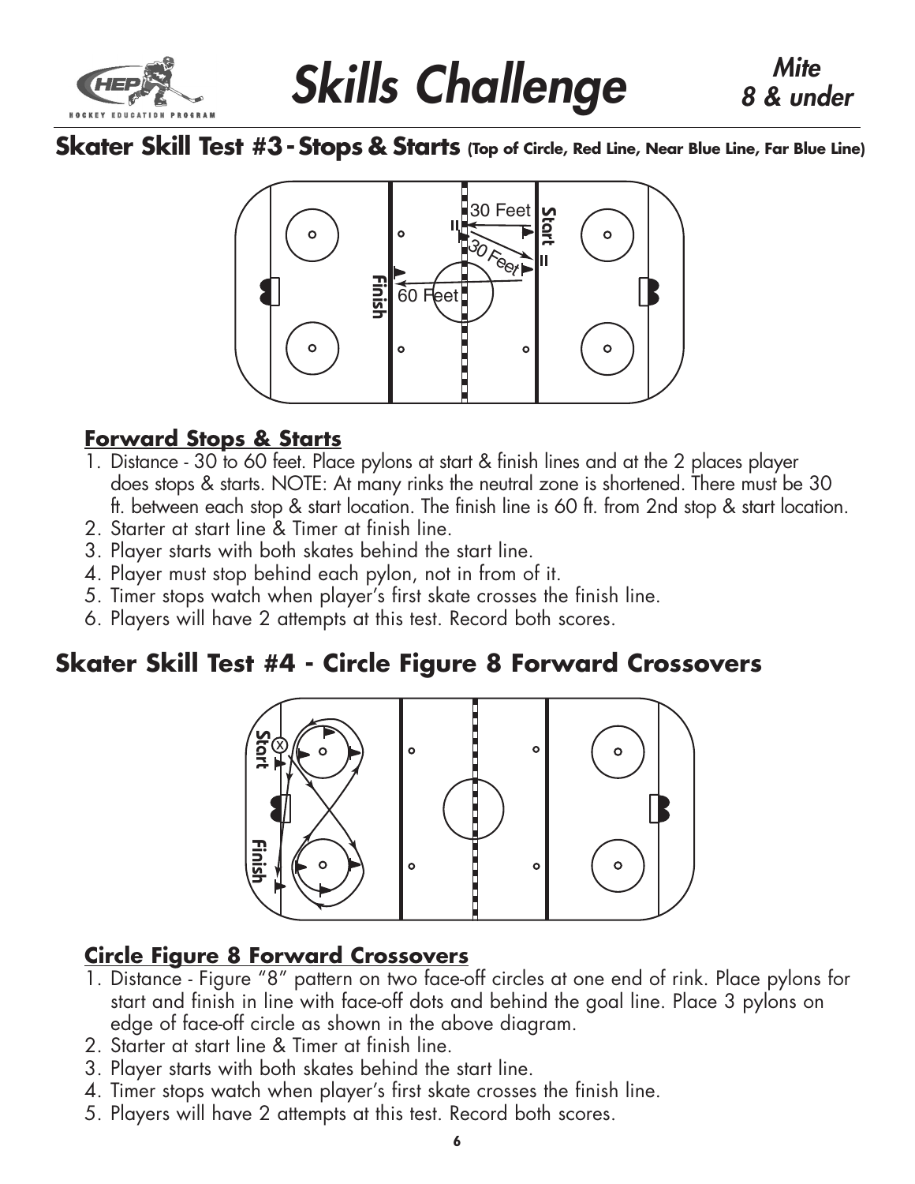# Skills Challenge

*Mite 8 & under*

## Skater Skill Test #3 - Stops & Starts (Top of Circle, Red Line, Near Blue Line, Far Blue Line)

### Forward Stops & Starts

1. Distance - 30 to 60 feet. Place pylons at start & finish lines and at the 2 places player does stops & starts. NOTE: At many rinks the neutral zone is shortened. There must be 30 ft. between each stop & start location. The finish line is 60 ft. from 2nd stop & start location.
2. Starter at start line & Timer at finish line.
3. Player starts with both skates behind the start line.
4. Player must stop behind each pylon, not in from of it.
5. Timer stops watch when player's first skate crosses the finish line.
6. Players will have 2 attempts at this test. Record both scores.

## Skater Skill Test #4 - Circle Figure 8 Forward Crossovers

### Circle Figure 8 Forward Crossovers

1. Distance - Figure "8" pattern on two face-off circles at one end of rink. Place pylons for start and finish in line with face-off dots and behind the goal line. Place 3 pylons on edge of face-off circle as shown in the above diagram.
2. Starter at start line & Timer at finish line.
3. Player starts with both skates behind the start line.
4. Timer stops watch when player's first skate crosses the finish line.
5. Players will have 2 attempts at this test. Record both scores.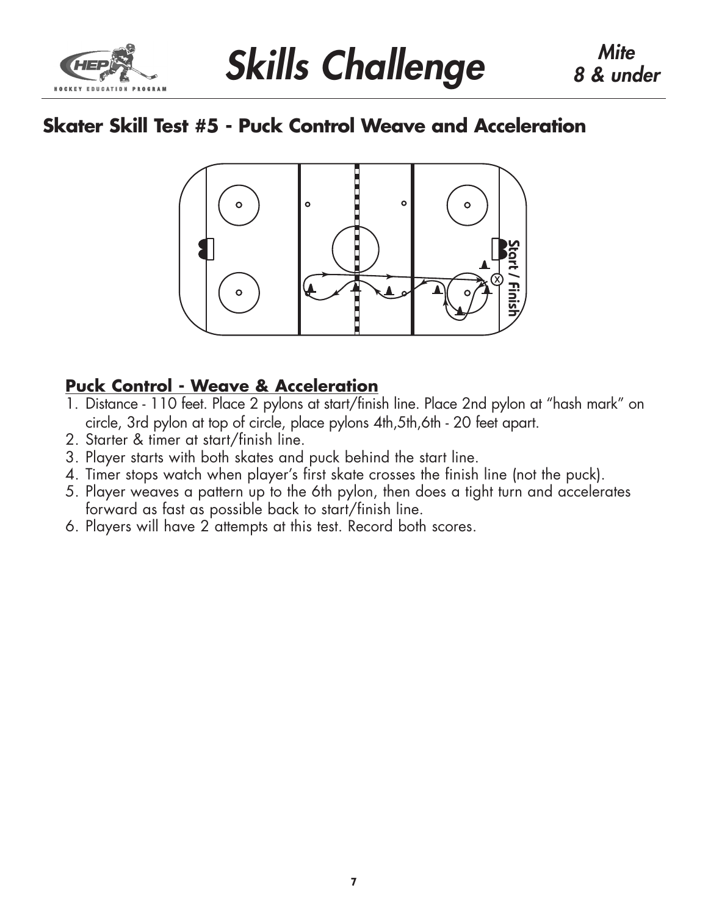# Skills Challenge

*Mite*
*8 & under*

## Skater Skill Test #5 - Puck Control Weave and Acceleration

### Puck Control - Weave & Acceleration

1. Distance - 110 feet. Place 2 pylons at start/finish line. Place 2nd pylon at "hash mark" on circle, 3rd pylon at top of circle, place pylons 4th,5th,6th - 20 feet apart.
2. Starter & timer at start/finish line.
3. Player starts with both skates and puck behind the start line.
4. Timer stops watch when player's first skate crosses the finish line (not the puck).
5. Player weaves a pattern up to the 6th pylon, then does a tight turn and accelerates forward as fast as possible back to start/finish line.
6. Players will have 2 attempts at this test. Record both scores.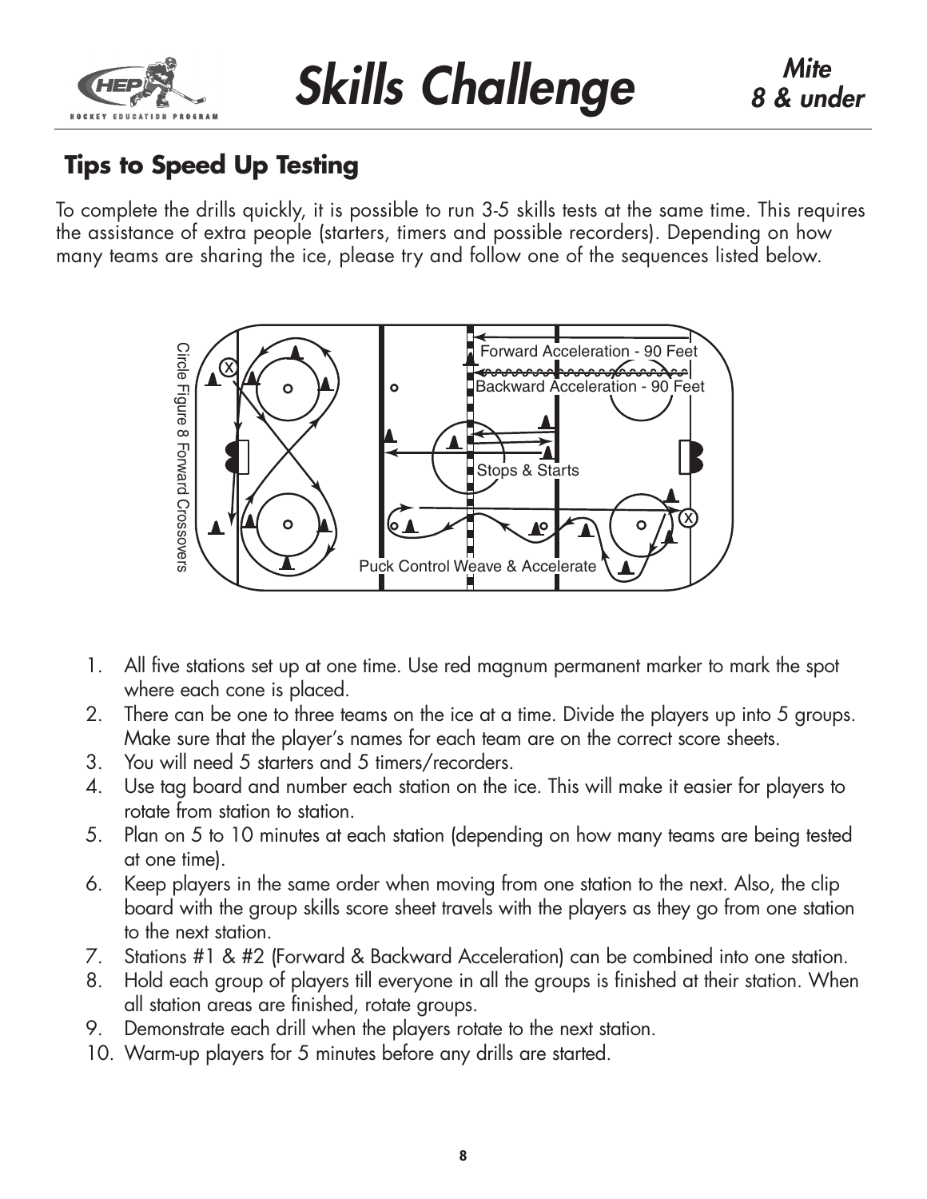## Tips to Speed Up Testing

To complete the drills quickly, it is possible to run 3-5 skills tests at the same time. This requires the assistance of extra people (starters, timers and possible recorders). Depending on how many teams are sharing the ice, please try and follow one of the sequences listed below.

Circle Figure 8 Forward Crossovers

Forward Acceleration - 90 Feet

Backward Acceleration - 90 Feet

Stops & Starts

Puck Control Weave & Accelerate

1. All five stations set up at one time. Use red magnum permanent marker to mark the spot where each cone is placed.
2. There can be one to three teams on the ice at a time. Divide the players up into 5 groups. Make sure that the player's names for each team are on the correct score sheets.
3. You will need 5 starters and 5 timers/recorders.
4. Use tag board and number each station on the ice. This will make it easier for players to rotate from station to station.
5. Plan on 5 to 10 minutes at each station (depending on how many teams are being tested at one time).
6. Keep players in the same order when moving from one station to the next. Also, the clip board with the group skills score sheet travels with the players as they go from one station to the next station.
7. Stations #1 & #2 (Forward & Backward Acceleration) can be combined into one station.
8. Hold each group of players till everyone in all the groups is finished at their station. When all station areas are finished, rotate groups.
9. Demonstrate each drill when the players rotate to the next station.
10. Warm-up players for 5 minutes before any drills are started.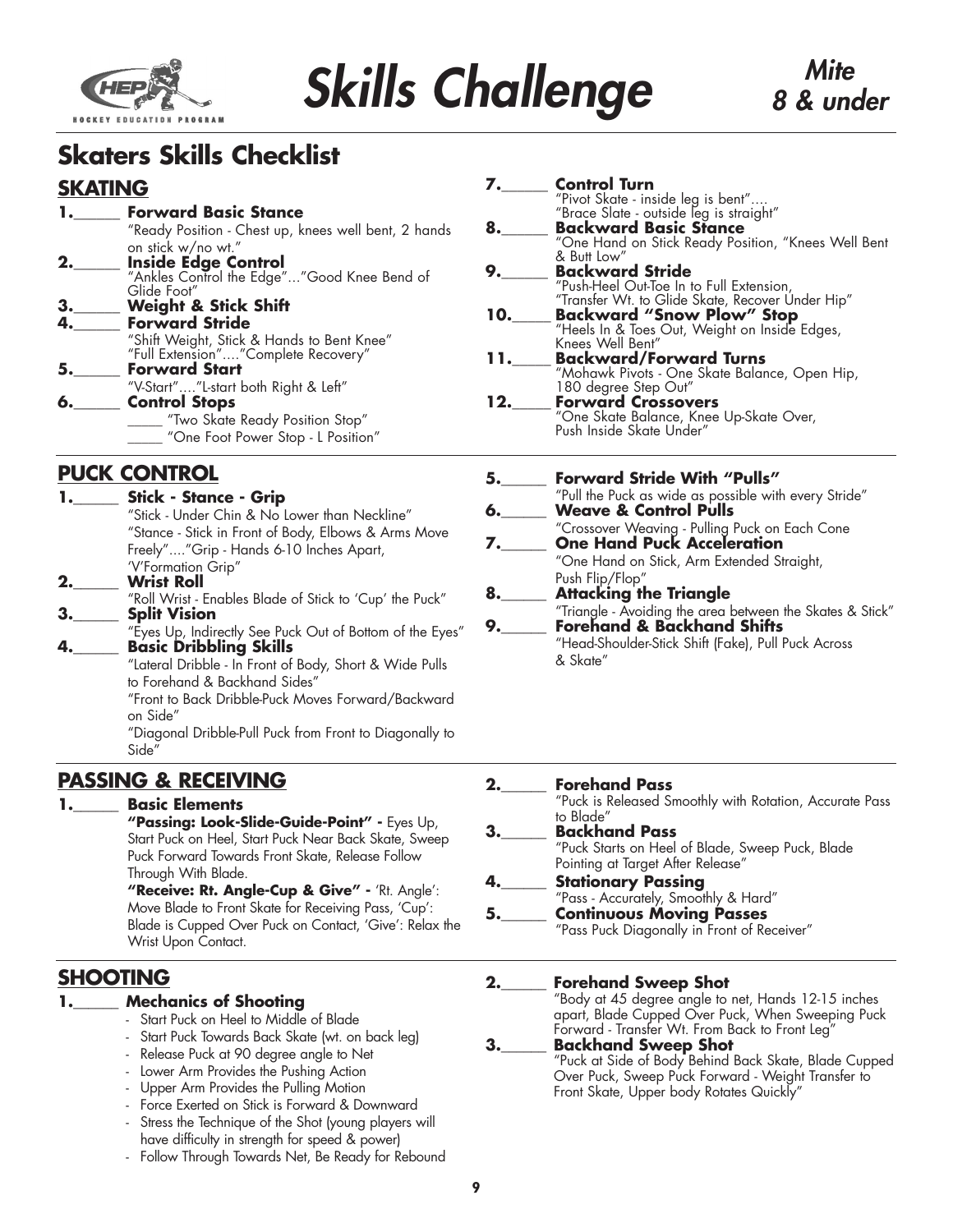# Skills Challenge

**Mite**
**8 & under**

## Skaters Skills Checklist

### SKATING

**1.\_\_\_\_\_ Forward Basic Stance**
"Ready Position - Chest up, knees well bent, 2 hands on stick w/no wt."

**2.\_\_\_\_\_ Inside Edge Control**
"Ankles Control the Edge"..."Good Knee Bend of Glide Foot"

**3.\_\_\_\_\_ Weight & Stick Shift**

**4.\_\_\_\_\_ Forward Stride**
"Shift Weight, Stick & Hands to Bent Knee"
"Full Extension"...."Complete Recovery"

**5.\_\_\_\_\_ Forward Start**
"V-Start"...."L-start both Right & Left"

**6.\_\_\_\_\_ Control Stops**
\_\_\_\_\_ "Two Skate Ready Position Stop"
\_\_\_\_\_ "One Foot Power Stop - L Position"

**7.\_\_\_\_\_ Control Turn**
"Pivot Skate - inside leg is bent"....
"Brace Slate - outside leg is straight"

**8.\_\_\_\_\_ Backward Basic Stance**
"One Hand on Stick Ready Position, "Knees Well Bent & Butt Low"

**9.\_\_\_\_\_ Backward Stride**
"Push-Heel Out-Toe In to Full Extension,
"Transfer Wt. to Glide Skate, Recover Under Hip"

**10.\_\_\_\_\_ Backward "Snow Plow" Stop**
"Heels In & Toes Out, Weight on Inside Edges, Knees Well Bent"

**11.\_\_\_\_\_ Backward/Forward Turns**
"Mohawk Pivots - One Skate Balance, Open Hip, 180 degree Step Out"

**12.\_\_\_\_\_ Forward Crossovers**
"One Skate Balance, Knee Up-Skate Over, Push Inside Skate Under"

### PUCK CONTROL

**1.\_\_\_\_\_ Stick - Stance - Grip**
"Stick - Under Chin & No Lower than Neckline"
"Stance - Stick in Front of Body, Elbows & Arms Move Freely"...."Grip - Hands 6-10 Inches Apart, 'V'Formation Grip"

**2.\_\_\_\_\_ Wrist Roll**
"Roll Wrist - Enables Blade of Stick to 'Cup' the Puck"

**3.\_\_\_\_\_ Split Vision**
"Eyes Up, Indirectly See Puck Out of Bottom of the Eyes"

**4.\_\_\_\_\_ Basic Dribbling Skills**
"Lateral Dribble - In Front of Body, Short & Wide Pulls to Forehand & Backhand Sides"
"Front to Back Dribble-Puck Moves Forward/Backward on Side"
"Diagonal Dribble-Pull Puck from Front to Diagonally to Side"

**5.\_\_\_\_\_ Forward Stride With "Pulls"**
"Pull the Puck as wide as possible with every Stride"

**6.\_\_\_\_\_ Weave & Control Pulls**
"Crossover Weaving - Pulling Puck on Each Cone

**7.\_\_\_\_\_ One Hand Puck Acceleration**
"One Hand on Stick, Arm Extended Straight, Push Flip/Flop"

**8.\_\_\_\_\_ Attacking the Triangle**
"Triangle - Avoiding the area between the Skates & Stick"

**9.\_\_\_\_\_ Forehand & Backhand Shifts**
"Head-Shoulder-Stick Shift (Fake), Pull Puck Across & Skate"

### PASSING & RECEIVING

**1.\_\_\_\_\_ Basic Elements**
**"Passing: Look-Slide-Guide-Point" -** Eyes Up, Start Puck on Heel, Start Puck Near Back Skate, Sweep Puck Forward Towards Front Skate, Release Follow Through With Blade.
**"Receive: Rt. Angle-Cup & Give" -** 'Rt. Angle': Move Blade to Front Skate for Receiving Pass, 'Cup': Blade is Cupped Over Puck on Contact, 'Give': Relax the Wrist Upon Contact.

**2.\_\_\_\_\_ Forehand Pass**
"Puck is Released Smoothly with Rotation, Accurate Pass to Blade"

**3.\_\_\_\_\_ Backhand Pass**
"Puck Starts on Heel of Blade, Sweep Puck, Blade Pointing at Target After Release"

**4.\_\_\_\_\_ Stationary Passing**
"Pass - Accurately, Smoothly & Hard"

**5.\_\_\_\_\_ Continuous Moving Passes**
"Pass Puck Diagonally in Front of Receiver"

### SHOOTING

**1.\_\_\_\_\_ Mechanics of Shooting**
- Start Puck on Heel to Middle of Blade
- Start Puck Towards Back Skate (wt. on back leg)
- Release Puck at 90 degree angle to Net
- Lower Arm Provides the Pushing Action
- Upper Arm Provides the Pulling Motion
- Force Exerted on Stick is Forward & Downward
- Stress the Technique of the Shot (young players will have difficulty in strength for speed & power)
- Follow Through Towards Net, Be Ready for Rebound

**2.\_\_\_\_\_ Forehand Sweep Shot**
"Body at 45 degree angle to net, Hands 12-15 inches apart, Blade Cupped Over Puck, When Sweeping Puck Forward - Transfer Wt. From Back to Front Leg"

**3.\_\_\_\_\_ Backhand Sweep Shot**
"Puck at Side of Body Behind Back Skate, Blade Cupped Over Puck, Sweep Puck Forward - Weight Transfer to Front Skate, Upper body Rotates Quickly"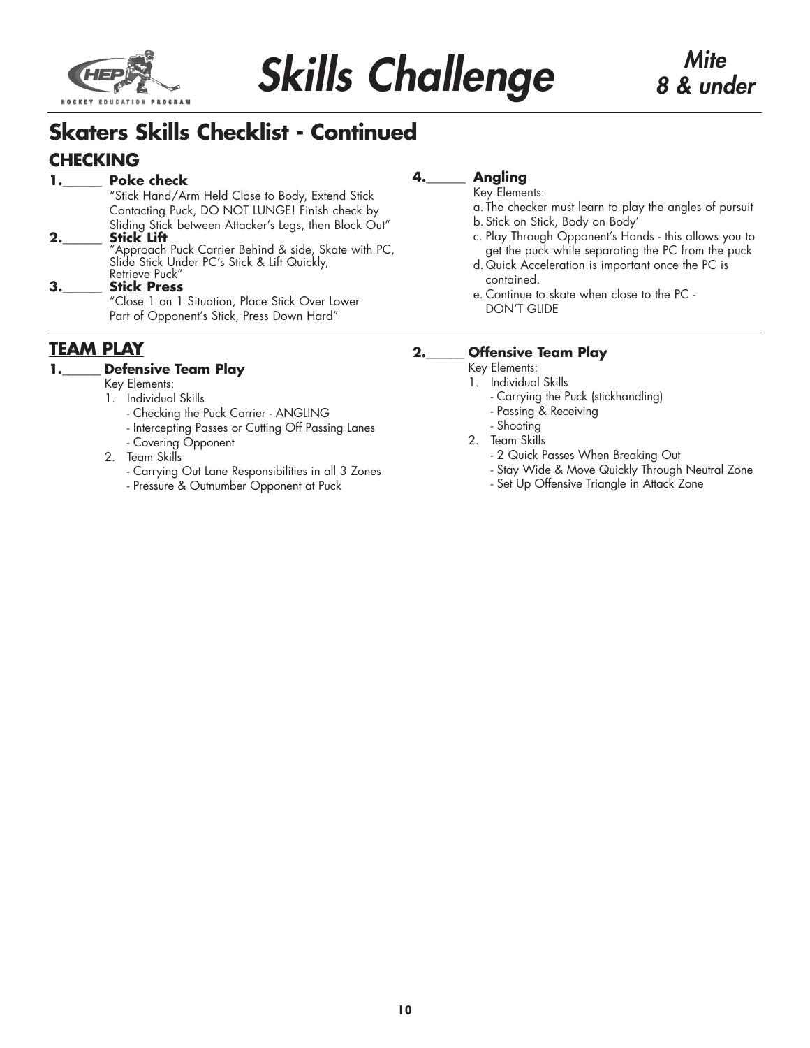# Skills Challenge

*Mite 8 & under*

## Skaters Skills Checklist - Continued

### CHECKING

**1.______ Poke check**
"Stick Hand/Arm Held Close to Body, Extend Stick Contacting Puck, DO NOT LUNGE! Finish check by Sliding Stick between Attacker's Legs, then Block Out"

**2.______ Stick Lift**
"Approach Puck Carrier Behind & side, Skate with PC, Slide Stick Under PC's Stick & Lift Quickly, Retrieve Puck"

**3.______ Stick Press**
"Close 1 on 1 Situation, Place Stick Over Lower Part of Opponent's Stick, Press Down Hard"

**4.______ Angling**
Key Elements:

a. The checker must learn to play the angles of pursuit
b. Stick on Stick, Body on Body'
c. Play Through Opponent's Hands - this allows you to get the puck while separating the PC from the puck
d. Quick Acceleration is important once the PC is contained.
e. Continue to skate when close to the PC - DON'T GLIDE

### TEAM PLAY

**1.______ Defensive Team Play**
Key Elements:

1. Individual Skills
   - Checking the Puck Carrier - ANGLING
   - Intercepting Passes or Cutting Off Passing Lanes
   - Covering Opponent
2. Team Skills
   - Carrying Out Lane Responsibilities in all 3 Zones
   - Pressure & Outnumber Opponent at Puck

**2.______ Offensive Team Play**
Key Elements:

1. Individual Skills
   - Carrying the Puck (stickhandling)
   - Passing & Receiving
   - Shooting
2. Team Skills
   - 2 Quick Passes When Breaking Out
   - Stay Wide & Move Quickly Through Neutral Zone
   - Set Up Offensive Triangle in Attack Zone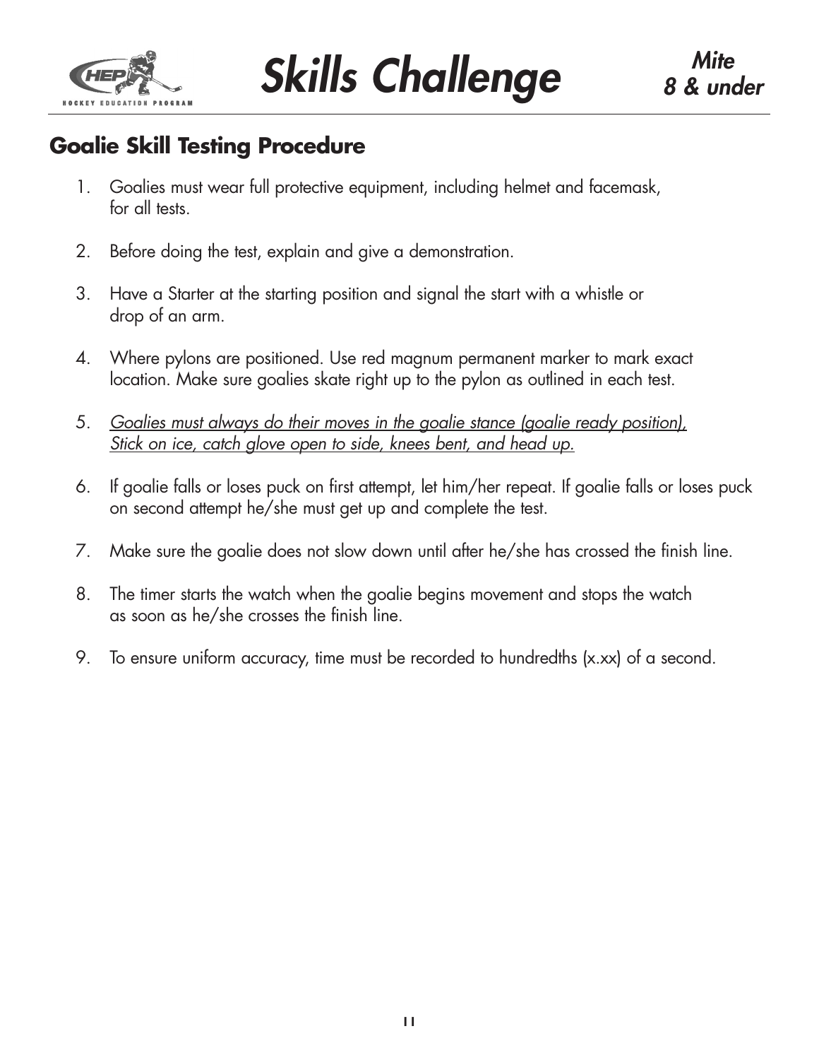## Goalie Skill Testing Procedure

1. Goalies must wear full protective equipment, including helmet and facemask, for all tests.

2. Before doing the test, explain and give a demonstration.

3. Have a Starter at the starting position and signal the start with a whistle or drop of an arm.

4. Where pylons are positioned. Use red magnum permanent marker to mark exact location. Make sure goalies skate right up to the pylon as outlined in each test.

5. *Goalies must always do their moves in the goalie stance (goalie ready position), Stick on ice, catch glove open to side, knees bent, and head up.*

6. If goalie falls or loses puck on first attempt, let him/her repeat. If goalie falls or loses puck on second attempt he/she must get up and complete the test.

7. Make sure the goalie does not slow down until after he/she has crossed the finish line.

8. The timer starts the watch when the goalie begins movement and stops the watch as soon as he/she crosses the finish line.

9. To ensure uniform accuracy, time must be recorded to hundredths (x.xx) of a second.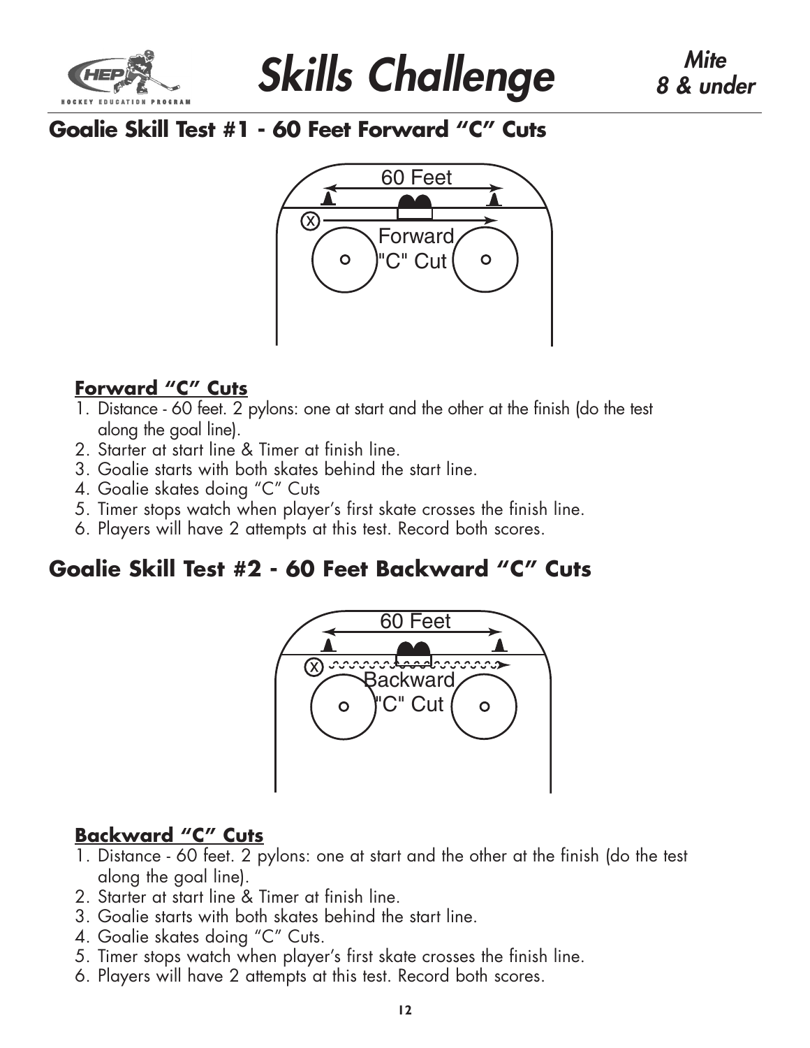# Skills Challenge

*Mite 8 & under*

## Goalie Skill Test #1 - 60 Feet Forward "C" Cuts

60 Feet

Forward "C" Cut

### Forward "C" Cuts

1. Distance - 60 feet. 2 pylons: one at start and the other at the finish (do the test along the goal line).
2. Starter at start line & Timer at finish line.
3. Goalie starts with both skates behind the start line.
4. Goalie skates doing "C" Cuts
5. Timer stops watch when player's first skate crosses the finish line.
6. Players will have 2 attempts at this test. Record both scores.

## Goalie Skill Test #2 - 60 Feet Backward "C" Cuts

60 Feet

Backward "C" Cut

### Backward "C" Cuts

1. Distance - 60 feet. 2 pylons: one at start and the other at the finish (do the test along the goal line).
2. Starter at start line & Timer at finish line.
3. Goalie starts with both skates behind the start line.
4. Goalie skates doing "C" Cuts.
5. Timer stops watch when player's first skate crosses the finish line.
6. Players will have 2 attempts at this test. Record both scores.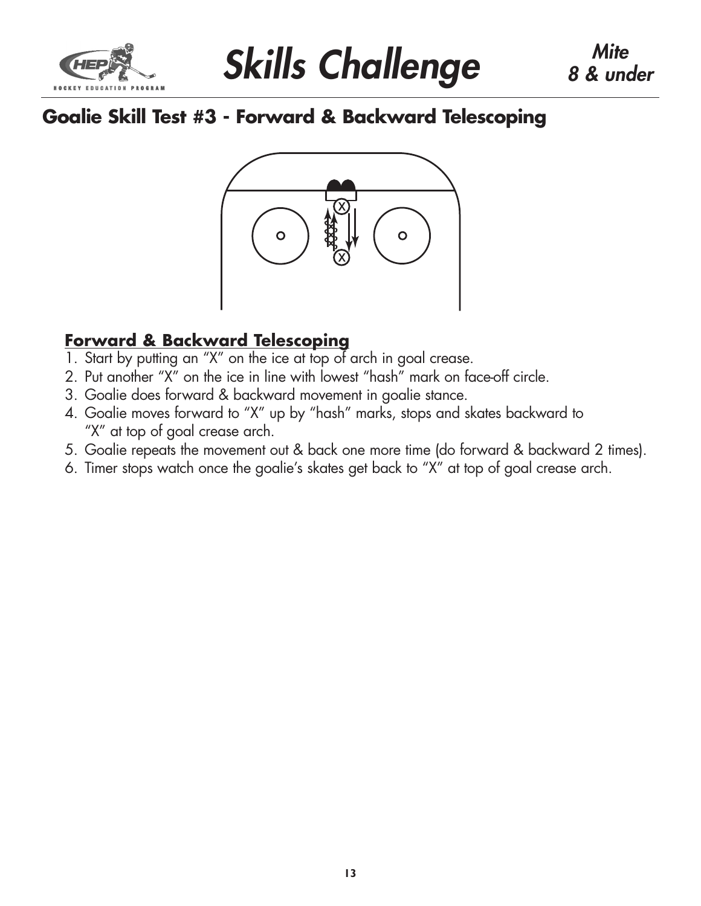## Goalie Skill Test #3 - Forward & Backward Telescoping

**Forward & Backward Telescoping**

1. Start by putting an “X” on the ice at top of arch in goal crease.
2. Put another “X” on the ice in line with lowest “hash” mark on face-off circle.
3. Goalie does forward & backward movement in goalie stance.
4. Goalie moves forward to “X” up by “hash” marks, stops and skates backward to “X” at top of goal crease arch.
5. Goalie repeats the movement out & back one more time (do forward & backward 2 times).
6. Timer stops watch once the goalie’s skates get back to “X” at top of goal crease arch.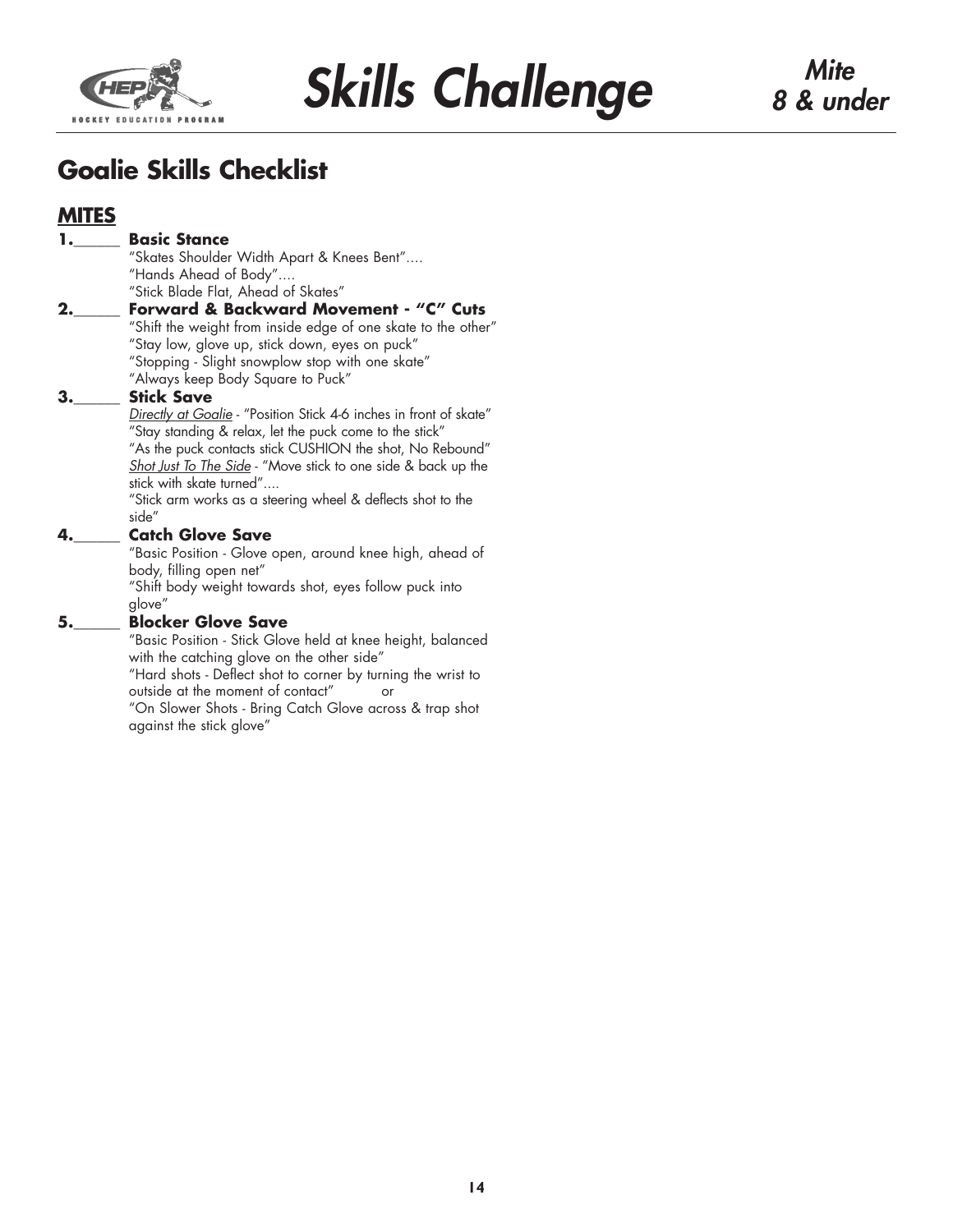## Goalie Skills Checklist

### MITES

**1.\_\_\_\_\_\_ Basic Stance**

"Skates Shoulder Width Apart & Knees Bent"....
"Hands Ahead of Body"....
"Stick Blade Flat, Ahead of Skates"

**2.\_\_\_\_\_\_ Forward & Backward Movement - "C" Cuts**

"Shift the weight from inside edge of one skate to the other"
"Stay low, glove up, stick down, eyes on puck"
"Stopping - Slight snowplow stop with one skate"
"Always keep Body Square to Puck"

**3.\_\_\_\_\_\_ Stick Save**

Directly at Goalie - "Position Stick 4-6 inches in front of skate"
"Stay standing & relax, let the puck come to the stick"
"As the puck contacts stick CUSHION the shot, No Rebound"
Shot Just To The Side - "Move stick to one side & back up the stick with skate turned"....
"Stick arm works as a steering wheel & deflects shot to the side"

**4.\_\_\_\_\_\_ Catch Glove Save**

"Basic Position - Glove open, around knee high, ahead of body, filling open net"
"Shift body weight towards shot, eyes follow puck into glove"

**5.\_\_\_\_\_\_ Blocker Glove Save**

"Basic Position - Stick Glove held at knee height, balanced with the catching glove on the other side"
"Hard shots - Deflect shot to corner by turning the wrist to outside at the moment of contact" or
"On Slower Shots - Bring Catch Glove across & trap shot against the stick glove"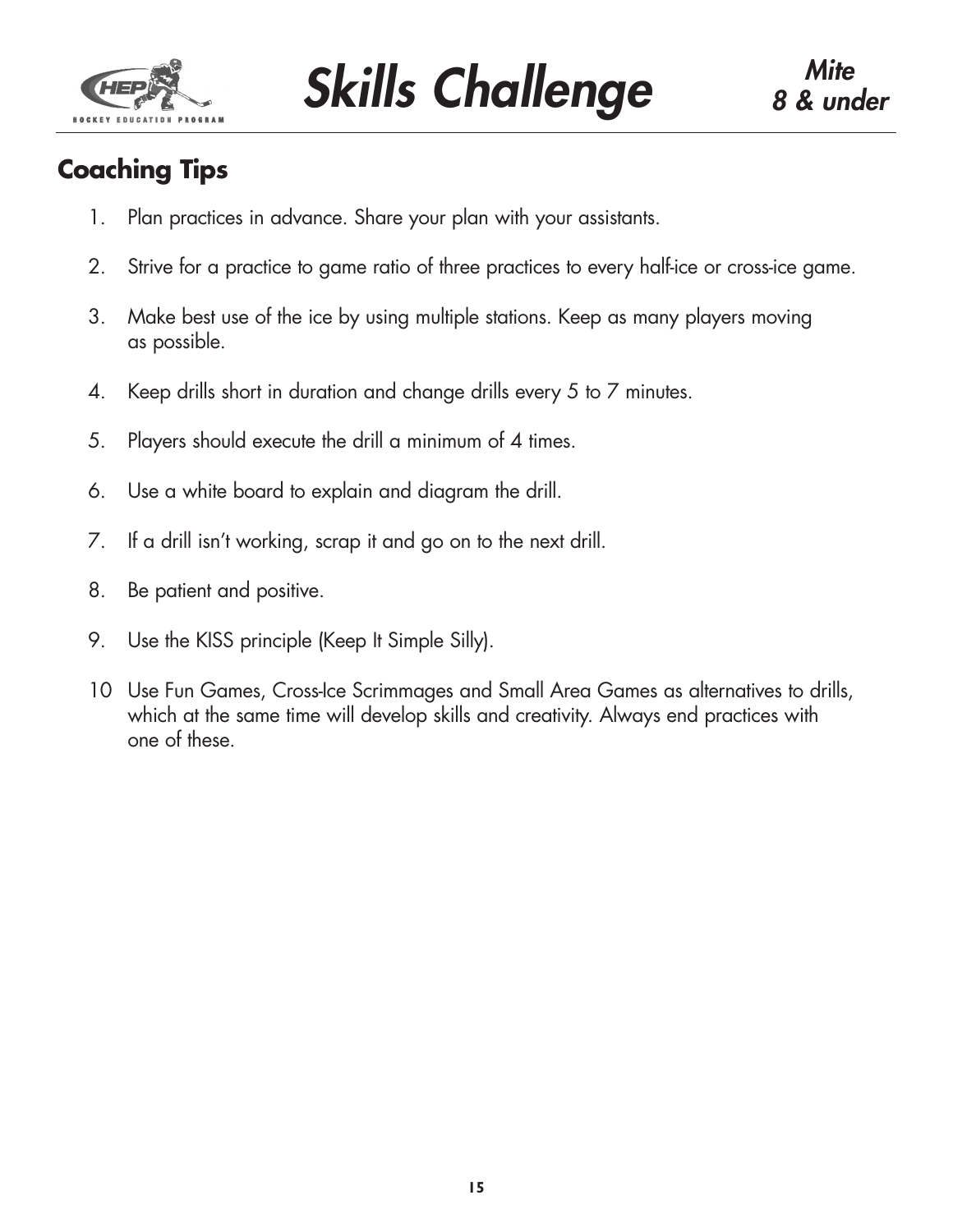# Skills Challenge

## Coaching Tips

1. Plan practices in advance. Share your plan with your assistants.
2. Strive for a practice to game ratio of three practices to every half-ice or cross-ice game.
3. Make best use of the ice by using multiple stations. Keep as many players moving as possible.
4. Keep drills short in duration and change drills every 5 to 7 minutes.
5. Players should execute the drill a minimum of 4 times.
6. Use a white board to explain and diagram the drill.
7. If a drill isn't working, scrap it and go on to the next drill.
8. Be patient and positive.
9. Use the KISS principle (Keep It Simple Silly).
10. Use Fun Games, Cross-Ice Scrimmages and Small Area Games as alternatives to drills, which at the same time will develop skills and creativity. Always end practices with one of these.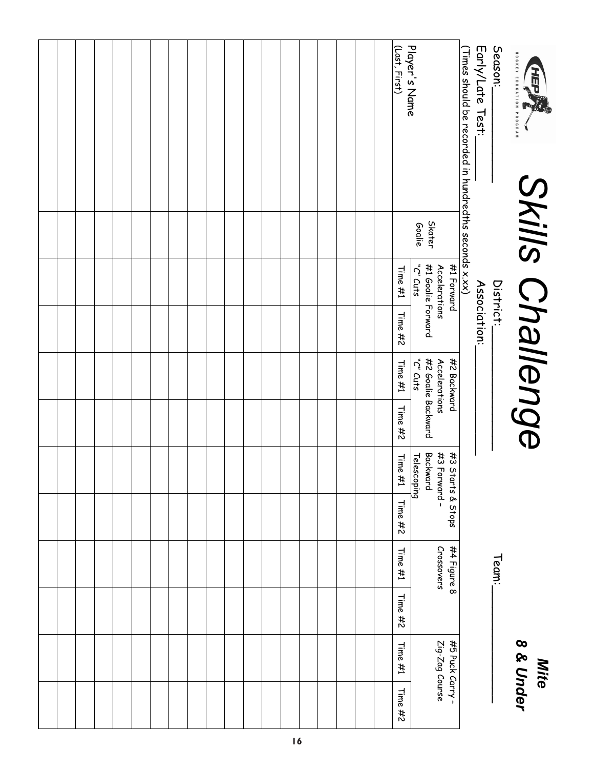HOCKEY EDUCATION PROGRAM

# Skills Challenge

***Mite 8 & Under***

Season:\_\_\_\_\_\_\_\_ District:\_\_\_\_\_\_\_\_ Team:\_\_\_\_\_\_\_\_

Early/Late Test:\_\_\_\_\_ Association:\_\_\_\_\_\_\_\_

(Times should be recorded in hundredths seconds x.xx)

| Player's Name (Last, First) | Skater Goalie | #1 Forward Accelerations #1 Goalie Forward "C" Cuts | | #2 Backward Accelerations #2 Goalie Backward "C" Cuts | | #3 Starts & Stops #3 Forward - Backward Telescoping | | #4 Figure 8 Crossovers | | #5 Puck Carry - Zig-Zag Course | |
|---|---|---|---|---|---|---|---|---|---|---|---|
| | | Time #1 | Time #2 | Time #1 | Time #2 | Time #1 | Time #2 | Time #1 | Time #2 | Time #1 | Time #2 |
| | | | | | | | | | | | |
| | | | | | | | | | | | |
| | | | | | | | | | | | |
| | | | | | | | | | | | |
| | | | | | | | | | | | |
| | | | | | | | | | | | |
| | | | | | | | | | | | |
| | | | | | | | | | | | |
| | | | | | | | | | | | |
| | | | | | | | | | | | |
| | | | | | | | | | | | |
| | | | | | | | | | | | |
| | | | | | | | | | | | |
| | | | | | | | | | | | |
| | | | | | | | | | | | |
| | | | | | | | | | | | |
| | | | | | | | | | | | |
| | | | | | | | | | | | |